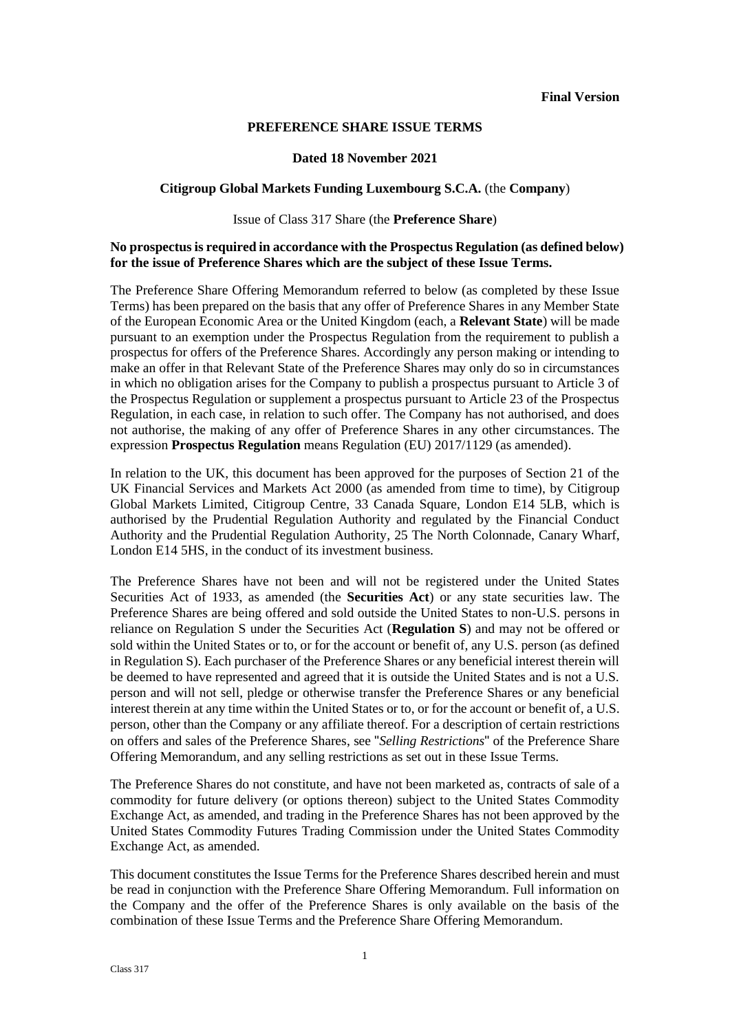**Final Version**

**PREFERENCE SHARE ISSUE TERMS**

**Dated 18 November 2021**

**Citigroup Global Markets Funding Luxembourg S.C.A.** (the **Company**)

Issue of Class 317 Share (the **Preference Share**)

**No prospectus is required in accordance with the Prospectus Regulation (as defined below) for the issue of Preference Shares which are the subject of these Issue Terms.**

The Preference Share Offering Memorandum referred to below (as completed by these Issue Terms) has been prepared on the basis that any offer of Preference Shares in any Member State of the European Economic Area or the United Kingdom (each, a **Relevant State**) will be made pursuant to an exemption under the Prospectus Regulation from the requirement to publish a prospectus for offers of the Preference Shares. Accordingly any person making or intending to make an offer in that Relevant State of the Preference Shares may only do so in circumstances in which no obligation arises for the Company to publish a prospectus pursuant to Article 3 of the Prospectus Regulation or supplement a prospectus pursuant to Article 23 of the Prospectus Regulation, in each case, in relation to such offer. The Company has not authorised, and does not authorise, the making of any offer of Preference Shares in any other circumstances. The expression **Prospectus Regulation** means Regulation (EU) 2017/1129 (as amended).

In relation to the UK, this document has been approved for the purposes of Section 21 of the UK Financial Services and Markets Act 2000 (as amended from time to time), by Citigroup Global Markets Limited, Citigroup Centre, 33 Canada Square, London E14 5LB, which is authorised by the Prudential Regulation Authority and regulated by the Financial Conduct Authority and the Prudential Regulation Authority, 25 The North Colonnade, Canary Wharf, London E14 5HS, in the conduct of its investment business.

The Preference Shares have not been and will not be registered under the United States Securities Act of 1933, as amended (the **Securities Act**) or any state securities law. The Preference Shares are being offered and sold outside the United States to non-U.S. persons in reliance on Regulation S under the Securities Act (**Regulation S**) and may not be offered or sold within the United States or to, or for the account or benefit of, any U.S. person (as defined in Regulation S). Each purchaser of the Preference Shares or any beneficial interest therein will be deemed to have represented and agreed that it is outside the United States and is not a U.S. person and will not sell, pledge or otherwise transfer the Preference Shares or any beneficial interest therein at any time within the United States or to, or for the account or benefit of, a U.S. person, other than the Company or any affiliate thereof. For a description of certain restrictions on offers and sales of the Preference Shares, see "*Selling Restrictions*" of the Preference Share Offering Memorandum, and any selling restrictions as set out in these Issue Terms.

The Preference Shares do not constitute, and have not been marketed as, contracts of sale of a commodity for future delivery (or options thereon) subject to the United States Commodity Exchange Act, as amended, and trading in the Preference Shares has not been approved by the United States Commodity Futures Trading Commission under the United States Commodity Exchange Act, as amended.

This document constitutes the Issue Terms for the Preference Shares described herein and must be read in conjunction with the Preference Share Offering Memorandum. Full information on the Company and the offer of the Preference Shares is only available on the basis of the combination of these Issue Terms and the Preference Share Offering Memorandum.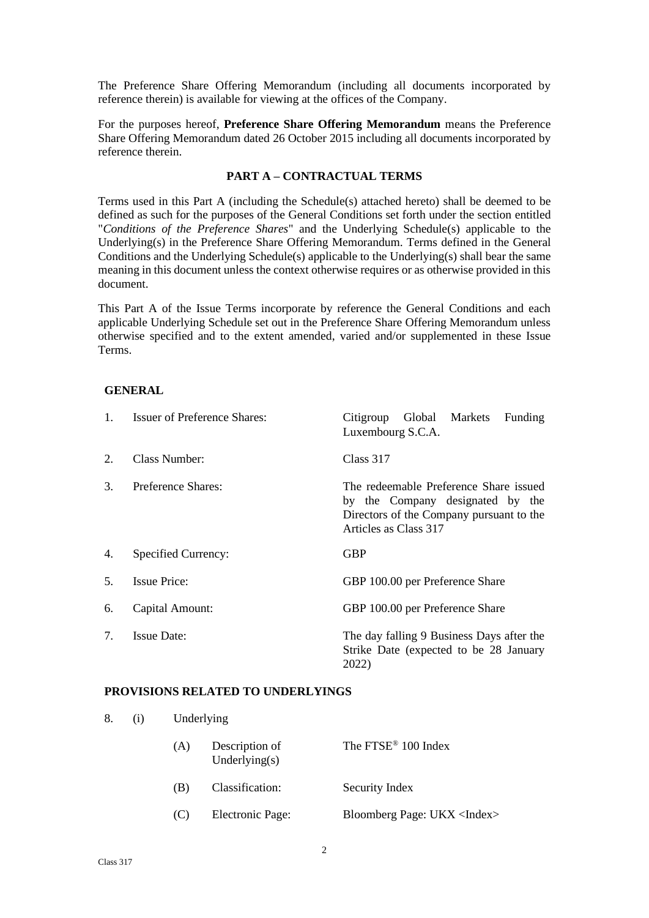The Preference Share Offering Memorandum (including all documents incorporated by reference therein) is available for viewing at the offices of the Company.

For the purposes hereof, **Preference Share Offering Memorandum** means the Preference Share Offering Memorandum dated 26 October 2015 including all documents incorporated by reference therein.

## PART A – CONTRACTUAL TERMS

Terms used in this Part A (including the Schedule(s) attached hereto) shall be deemed to be defined as such for the purposes of the General Conditions set forth under the section entitled "*Conditions of the Preference Shares*" and the Underlying Schedule(s) applicable to the Underlying(s) in the Preference Share Offering Memorandum. Terms defined in the General Conditions and the Underlying Schedule(s) applicable to the Underlying(s) shall bear the same meaning in this document unless the context otherwise requires or as otherwise provided in this document.

This Part A of the Issue Terms incorporate by reference the General Conditions and each applicable Underlying Schedule set out in the Preference Share Offering Memorandum unless otherwise specified and to the extent amended, varied and/or supplemented in these Issue Terms.

### GENERAL

| | | |
|---|---|---|
| 1. | Issuer of Preference Shares: | Citigroup Global Markets Funding Luxembourg S.C.A. |
| 2. | Class Number: | Class 317 |
| 3. | Preference Shares: | The redeemable Preference Share issued by the Company designated by the Directors of the Company pursuant to the Articles as Class 317 |
| 4. | Specified Currency: | GBP |
| 5. | Issue Price: | GBP 100.00 per Preference Share |
| 6. | Capital Amount: | GBP 100.00 per Preference Share |
| 7. | Issue Date: | The day falling 9 Business Days after the Strike Date (expected to be 28 January 2022) |

### PROVISIONS RELATED TO UNDERLYINGS

8. (i) Underlying

| | | |
|---|---|---|
| (A) | Description of Underlying(s) | The FTSE® 100 Index |
| (B) | Classification: | Security Index |
| (C) | Electronic Page: | Bloomberg Page: UKX <Index> |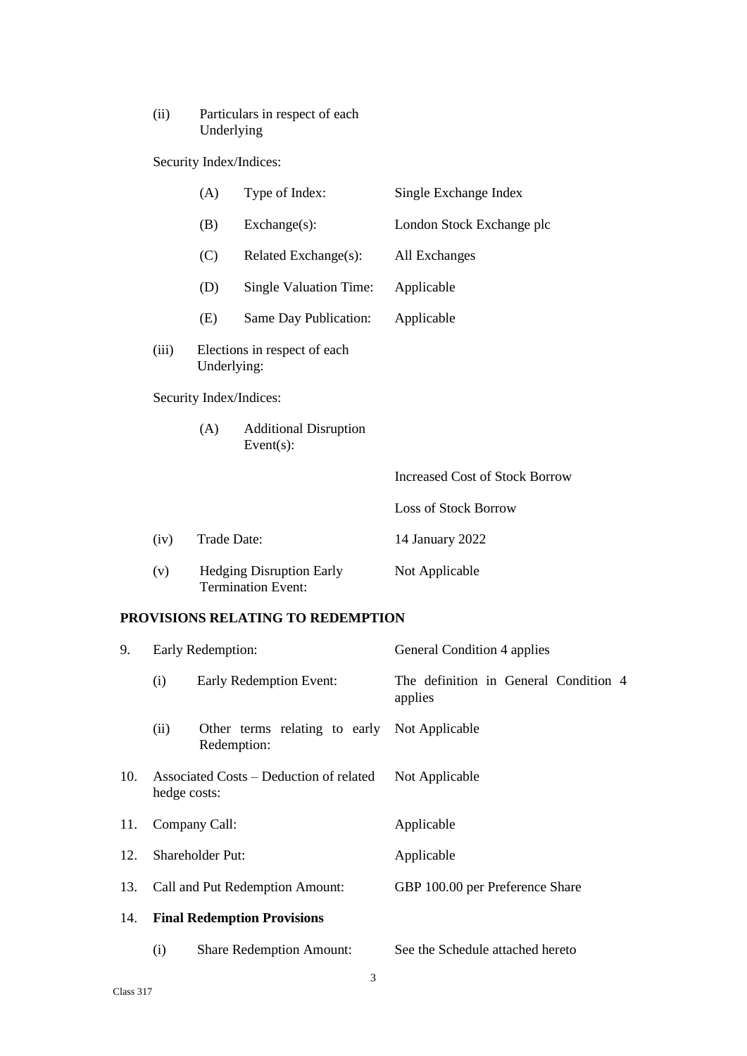(ii) Particulars in respect of each Underlying

Security Index/Indices:

| | | |
|---|---|---|
| (A) | Type of Index: | Single Exchange Index |
| (B) | Exchange(s): | London Stock Exchange plc |
| (C) | Related Exchange(s): | All Exchanges |
| (D) | Single Valuation Time: | Applicable |
| (E) | Same Day Publication: | Applicable |

(iii) Elections in respect of each Underlying:

Security Index/Indices:

(A) Additional Disruption Event(s):

Increased Cost of Stock Borrow

Loss of Stock Borrow

| | | |
|---|---|---|
| (iv) | Trade Date: | 14 January 2022 |
| (v) | Hedging Disruption Early Termination Event: | Not Applicable |

**PROVISIONS RELATING TO REDEMPTION**

| | | |
|---|---|---|
| 9. | Early Redemption: | General Condition 4 applies |
| | (i) Early Redemption Event: | The definition in General Condition 4 applies |
| | (ii) Other terms relating to early Redemption: | Not Applicable |
| 10. | Associated Costs – Deduction of related hedge costs: | Not Applicable |
| 11. | Company Call: | Applicable |
| 12. | Shareholder Put: | Applicable |
| 13. | Call and Put Redemption Amount: | GBP 100.00 per Preference Share |

14. **Final Redemption Provisions**

| | | |
|---|---|---|
| (i) | Share Redemption Amount: | See the Schedule attached hereto |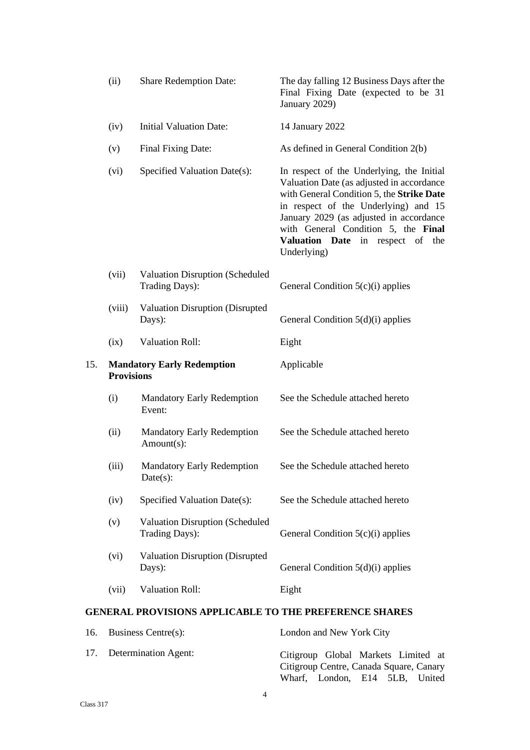| | | | |
|---|---|---|---|
| | (ii) | Share Redemption Date: | The day falling 12 Business Days after the Final Fixing Date (expected to be 31 January 2029) |
| | (iv) | Initial Valuation Date: | 14 January 2022 |
| | (v) | Final Fixing Date: | As defined in General Condition 2(b) |
| | (vi) | Specified Valuation Date(s): | In respect of the Underlying, the Initial Valuation Date (as adjusted in accordance with General Condition 5, the **Strike Date** in respect of the Underlying) and 15 January 2029 (as adjusted in accordance with General Condition 5, the **Final Valuation Date** in respect of the Underlying) |
| | (vii) | Valuation Disruption (Scheduled Trading Days): | General Condition 5(c)(i) applies |
| | (viii) | Valuation Disruption (Disrupted Days): | General Condition 5(d)(i) applies |
| | (ix) | Valuation Roll: | Eight |
| 15. | **Mandatory Early Redemption Provisions** | | Applicable |
| | (i) | Mandatory Early Redemption Event: | See the Schedule attached hereto |
| | (ii) | Mandatory Early Redemption Amount(s): | See the Schedule attached hereto |
| | (iii) | Mandatory Early Redemption Date(s): | See the Schedule attached hereto |
| | (iv) | Specified Valuation Date(s): | See the Schedule attached hereto |
| | (v) | Valuation Disruption (Scheduled Trading Days): | General Condition 5(c)(i) applies |
| | (vi) | Valuation Disruption (Disrupted Days): | General Condition 5(d)(i) applies |
| | (vii) | Valuation Roll: | Eight |

## GENERAL PROVISIONS APPLICABLE TO THE PREFERENCE SHARES

| | | |
|---|---|---|
| 16. | Business Centre(s): | London and New York City |
| 17. | Determination Agent: | Citigroup Global Markets Limited at Citigroup Centre, Canada Square, Canary Wharf, London, E14 5LB, United |

Class 317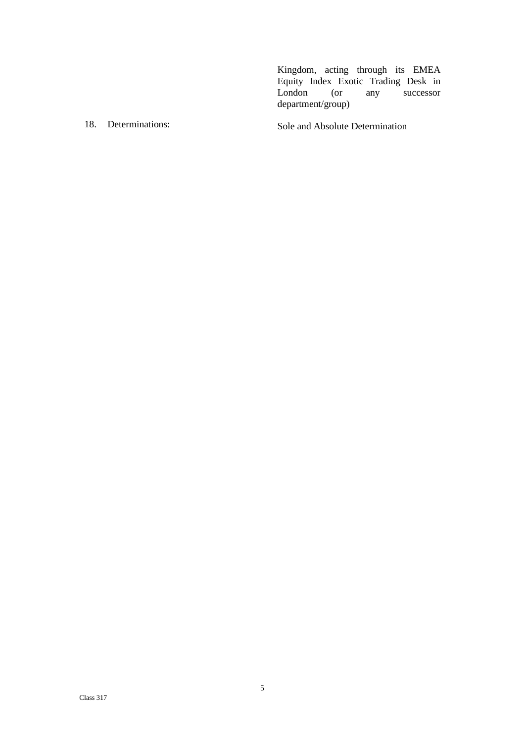| | |
|---|---|
| | Kingdom, acting through its EMEA Equity Index Exotic Trading Desk in London (or any successor department/group) |
| 18. Determinations: | Sole and Absolute Determination |

Class 317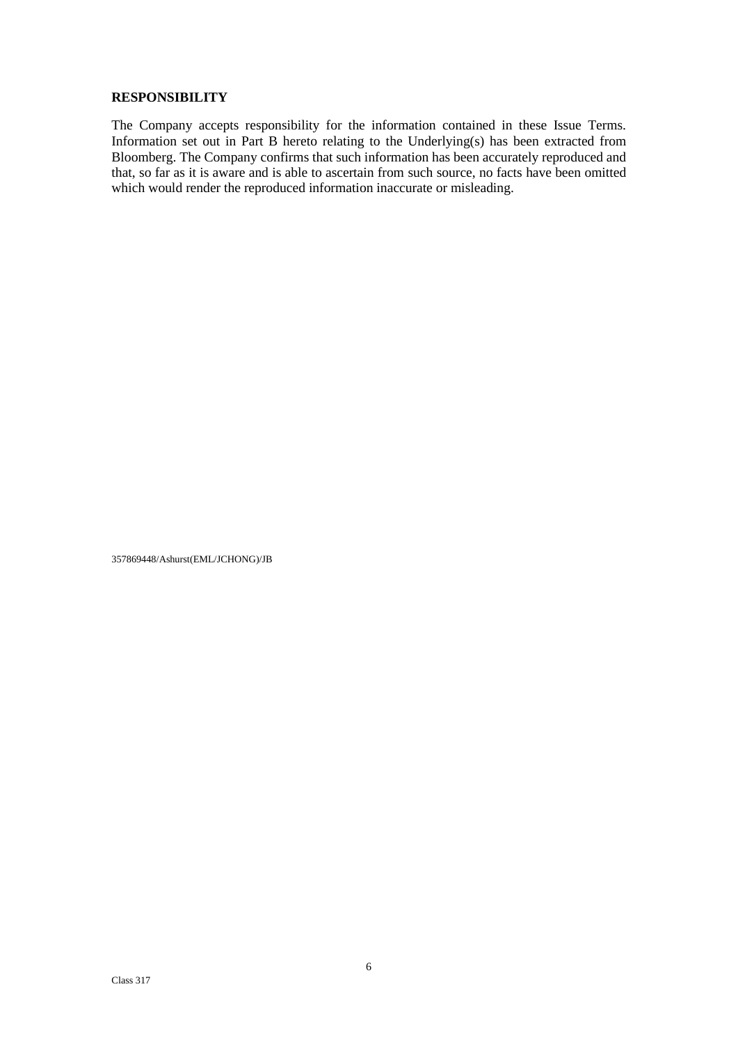**RESPONSIBILITY**

The Company accepts responsibility for the information contained in these Issue Terms. Information set out in Part B hereto relating to the Underlying(s) has been extracted from Bloomberg. The Company confirms that such information has been accurately reproduced and that, so far as it is aware and is able to ascertain from such source, no facts have been omitted which would render the reproduced information inaccurate or misleading.

357869448/Ashurst(EML/JCHONG)/JB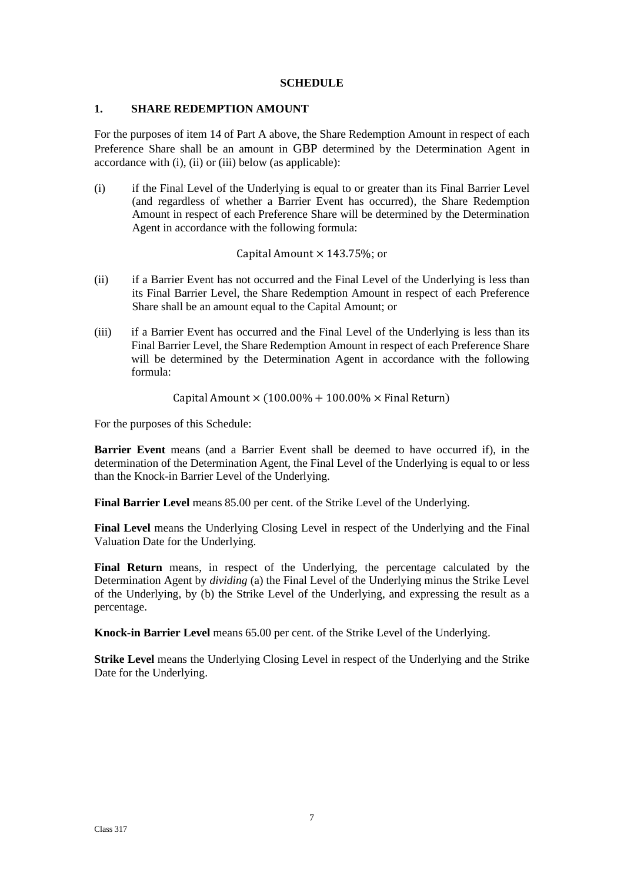**SCHEDULE**

## 1. SHARE REDEMPTION AMOUNT

For the purposes of item 14 of Part A above, the Share Redemption Amount in respect of each Preference Share shall be an amount in GBP determined by the Determination Agent in accordance with (i), (ii) or (iii) below (as applicable):

(i) if the Final Level of the Underlying is equal to or greater than its Final Barrier Level (and regardless of whether a Barrier Event has occurred), the Share Redemption Amount in respect of each Preference Share will be determined by the Determination Agent in accordance with the following formula:

$$\text{Capital Amount} \times 143.75\%\text{; or}$$

(ii) if a Barrier Event has not occurred and the Final Level of the Underlying is less than its Final Barrier Level, the Share Redemption Amount in respect of each Preference Share shall be an amount equal to the Capital Amount; or

(iii) if a Barrier Event has occurred and the Final Level of the Underlying is less than its Final Barrier Level, the Share Redemption Amount in respect of each Preference Share will be determined by the Determination Agent in accordance with the following formula:

$$\text{Capital Amount} \times (100.00\% + 100.00\% \times \text{Final Return})$$

For the purposes of this Schedule:

**Barrier Event** means (and a Barrier Event shall be deemed to have occurred if), in the determination of the Determination Agent, the Final Level of the Underlying is equal to or less than the Knock-in Barrier Level of the Underlying.

**Final Barrier Level** means 85.00 per cent. of the Strike Level of the Underlying.

**Final Level** means the Underlying Closing Level in respect of the Underlying and the Final Valuation Date for the Underlying.

**Final Return** means, in respect of the Underlying, the percentage calculated by the Determination Agent by *dividing* (a) the Final Level of the Underlying minus the Strike Level of the Underlying, by (b) the Strike Level of the Underlying, and expressing the result as a percentage.

**Knock-in Barrier Level** means 65.00 per cent. of the Strike Level of the Underlying.

**Strike Level** means the Underlying Closing Level in respect of the Underlying and the Strike Date for the Underlying.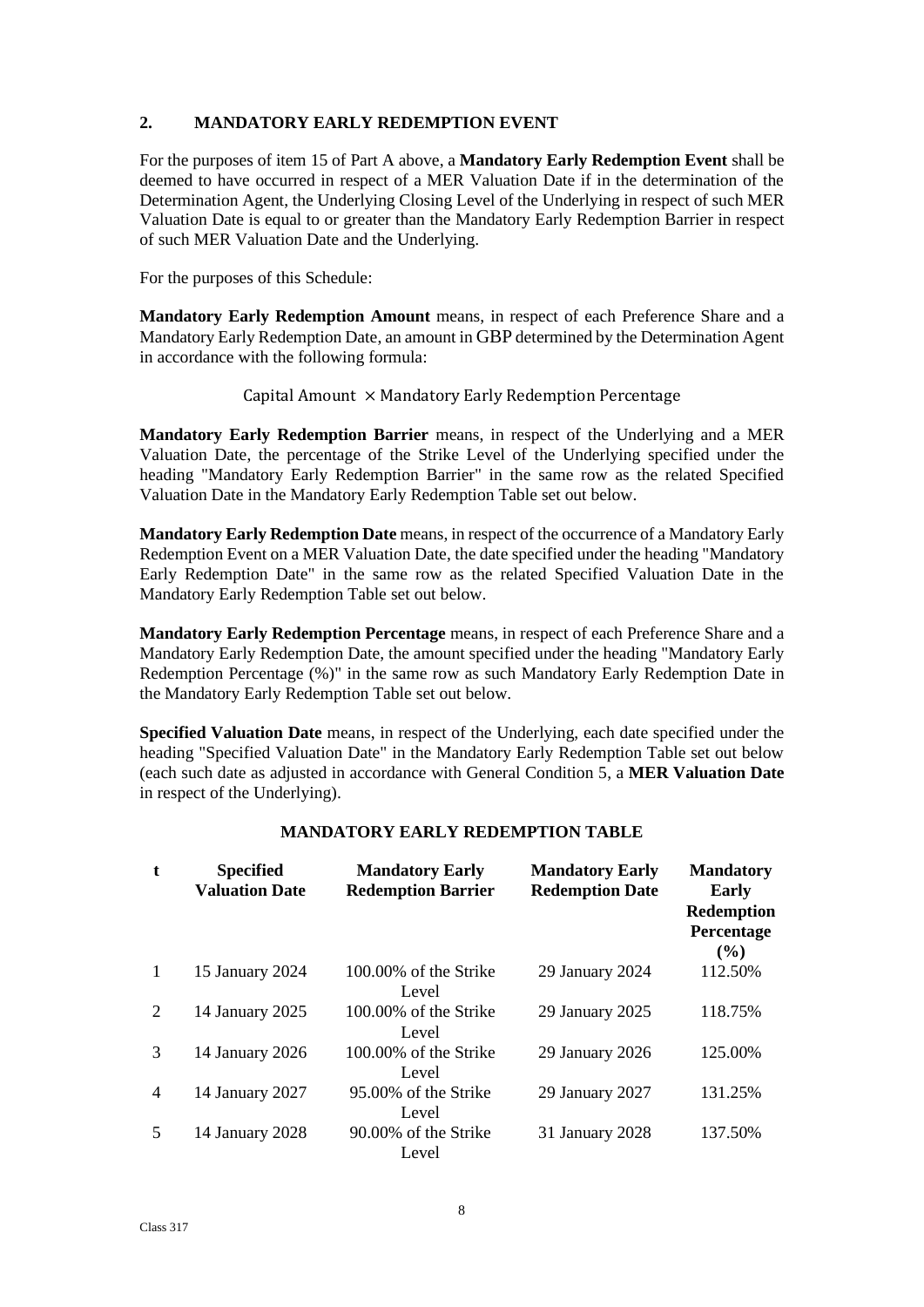## 2. MANDATORY EARLY REDEMPTION EVENT

For the purposes of item 15 of Part A above, a **Mandatory Early Redemption Event** shall be deemed to have occurred in respect of a MER Valuation Date if in the determination of the Determination Agent, the Underlying Closing Level of the Underlying in respect of such MER Valuation Date is equal to or greater than the Mandatory Early Redemption Barrier in respect of such MER Valuation Date and the Underlying.

For the purposes of this Schedule:

**Mandatory Early Redemption Amount** means, in respect of each Preference Share and a Mandatory Early Redemption Date, an amount in GBP determined by the Determination Agent in accordance with the following formula:

$$\text{Capital Amount } \times \text{Mandatory Early Redemption Percentage}$$

**Mandatory Early Redemption Barrier** means, in respect of the Underlying and a MER Valuation Date, the percentage of the Strike Level of the Underlying specified under the heading "Mandatory Early Redemption Barrier" in the same row as the related Specified Valuation Date in the Mandatory Early Redemption Table set out below.

**Mandatory Early Redemption Date** means, in respect of the occurrence of a Mandatory Early Redemption Event on a MER Valuation Date, the date specified under the heading "Mandatory Early Redemption Date" in the same row as the related Specified Valuation Date in the Mandatory Early Redemption Table set out below.

**Mandatory Early Redemption Percentage** means, in respect of each Preference Share and a Mandatory Early Redemption Date, the amount specified under the heading "Mandatory Early Redemption Percentage (%)" in the same row as such Mandatory Early Redemption Date in the Mandatory Early Redemption Table set out below.

**Specified Valuation Date** means, in respect of the Underlying, each date specified under the heading "Specified Valuation Date" in the Mandatory Early Redemption Table set out below (each such date as adjusted in accordance with General Condition 5, a **MER Valuation Date** in respect of the Underlying).

**MANDATORY EARLY REDEMPTION TABLE**

| t | Specified Valuation Date | Mandatory Early Redemption Barrier | Mandatory Early Redemption Date | Mandatory Early Redemption Percentage (%) |
|---|---|---|---|---|
| 1 | 15 January 2024 | 100.00% of the Strike Level | 29 January 2024 | 112.50% |
| 2 | 14 January 2025 | 100.00% of the Strike Level | 29 January 2025 | 118.75% |
| 3 | 14 January 2026 | 100.00% of the Strike Level | 29 January 2026 | 125.00% |
| 4 | 14 January 2027 | 95.00% of the Strike Level | 29 January 2027 | 131.25% |
| 5 | 14 January 2028 | 90.00% of the Strike Level | 31 January 2028 | 137.50% |

Class 317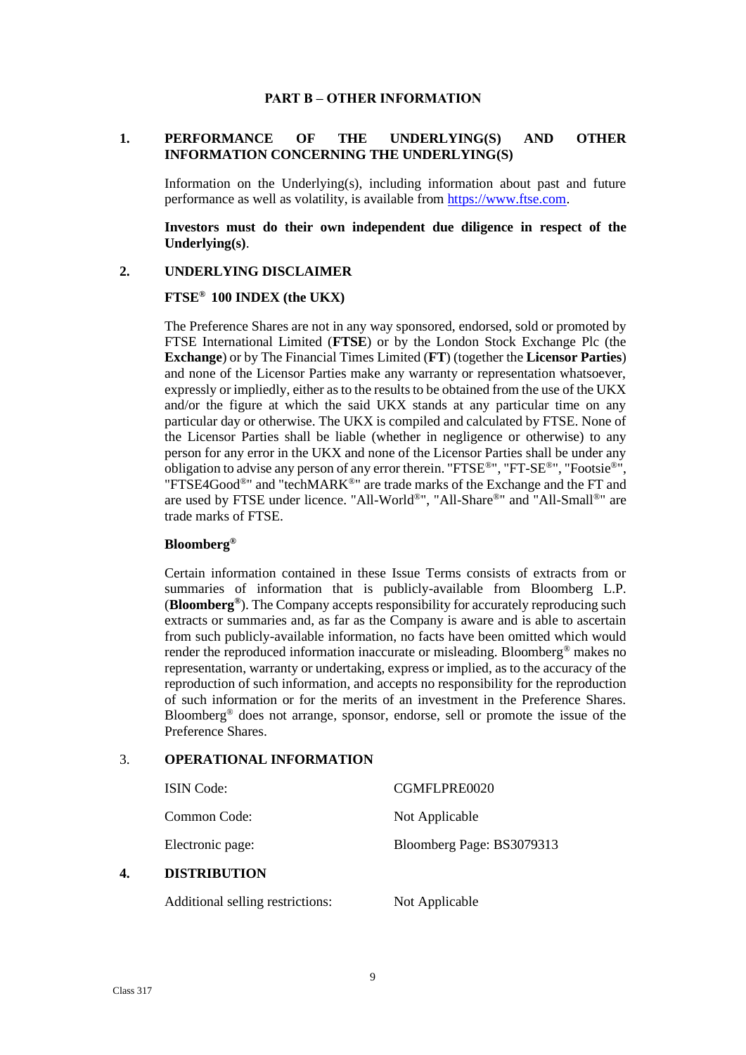## PART B – OTHER INFORMATION

### 1. PERFORMANCE OF THE UNDERLYING(S) AND OTHER INFORMATION CONCERNING THE UNDERLYING(S)

Information on the Underlying(s), including information about past and future performance as well as volatility, is available from https://www.ftse.com.

**Investors must do their own independent due diligence in respect of the Underlying(s)**.

### 2. UNDERLYING DISCLAIMER

**FTSE® 100 INDEX (the UKX)**

The Preference Shares are not in any way sponsored, endorsed, sold or promoted by FTSE International Limited (**FTSE**) or by the London Stock Exchange Plc (the **Exchange**) or by The Financial Times Limited (**FT**) (together the **Licensor Parties**) and none of the Licensor Parties make any warranty or representation whatsoever, expressly or impliedly, either as to the results to be obtained from the use of the UKX and/or the figure at which the said UKX stands at any particular time on any particular day or otherwise. The UKX is compiled and calculated by FTSE. None of the Licensor Parties shall be liable (whether in negligence or otherwise) to any person for any error in the UKX and none of the Licensor Parties shall be under any obligation to advise any person of any error therein. "FTSE®", "FT-SE®", "Footsie®", "FTSE4Good®" and "techMARK®" are trade marks of the Exchange and the FT and are used by FTSE under licence. "All-World®", "All-Share®" and "All-Small®" are trade marks of FTSE.

**Bloomberg®**

Certain information contained in these Issue Terms consists of extracts from or summaries of information that is publicly-available from Bloomberg L.P. (**Bloomberg®**). The Company accepts responsibility for accurately reproducing such extracts or summaries and, as far as the Company is aware and is able to ascertain from such publicly-available information, no facts have been omitted which would render the reproduced information inaccurate or misleading. Bloomberg® makes no representation, warranty or undertaking, express or implied, as to the accuracy of the reproduction of such information, and accepts no responsibility for the reproduction of such information or for the merits of an investment in the Preference Shares. Bloomberg® does not arrange, sponsor, endorse, sell or promote the issue of the Preference Shares.

### 3. OPERATIONAL INFORMATION

| | |
|---|---|
| ISIN Code: | CGMFLPRE0020 |
| Common Code: | Not Applicable |
| Electronic page: | Bloomberg Page: BS3079313 |

### 4. DISTRIBUTION

| | |
|---|---|
| Additional selling restrictions: | Not Applicable |

Class 317